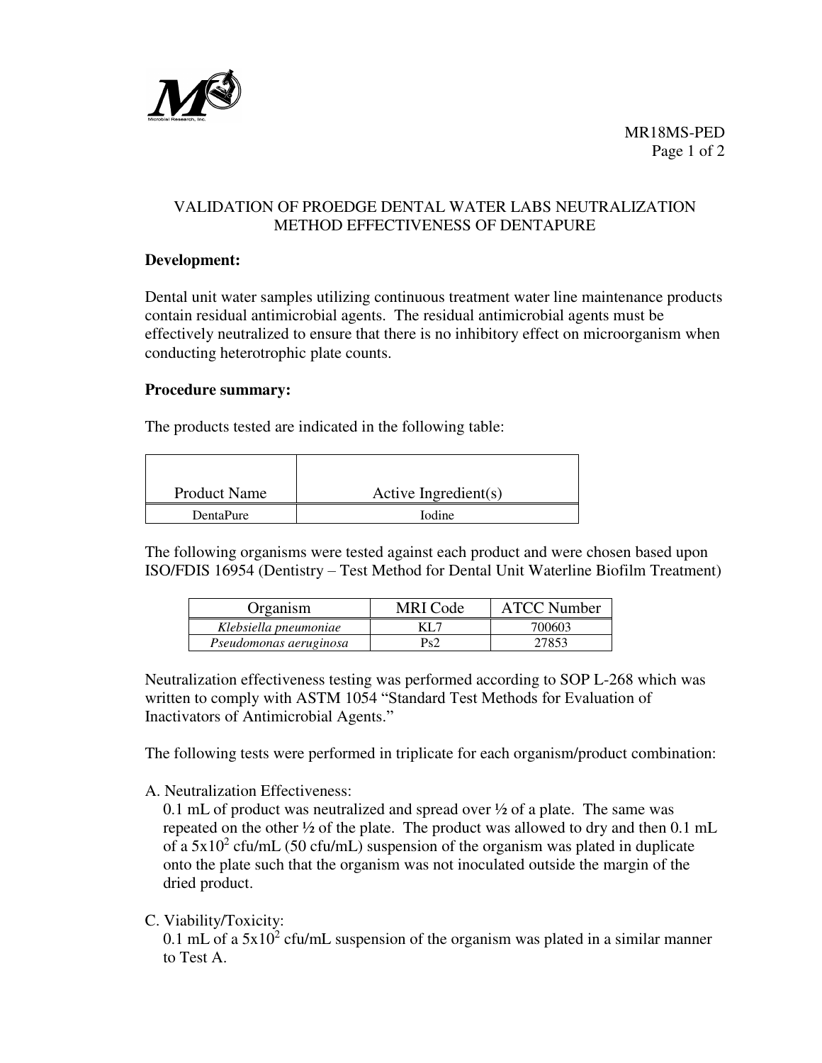MR18MS-PED

# VALIDATION OF PROEDGE DENTAL WATER LABS NEUTRALIZATION METHOD EFFECTIVENESS OF DENTAPURE

**Development:**

Dental unit water samples utilizing continuous treatment water line maintenance products contain residual antimicrobial agents. The residual antimicrobial agents must be effectively neutralized to ensure that there is no inhibitory effect on microorganism when conducting heterotrophic plate counts.

**Procedure summary:**

The products tested are indicated in the following table:

| Product Name | Active Ingredient(s) |
|---|---|
| DentaPure | Iodine |

The following organisms were tested against each product and were chosen based upon ISO/FDIS 16954 (Dentistry – Test Method for Dental Unit Waterline Biofilm Treatment)

| Organism | MRI Code | ATCC Number |
|---|---|---|
| *Klebsiella pneumoniae* | KL7 | 700603 |
| *Pseudomonas aeruginosa* | Ps2 | 27853 |

Neutralization effectiveness testing was performed according to SOP L-268 which was written to comply with ASTM 1054 "Standard Test Methods for Evaluation of Inactivators of Antimicrobial Agents."

The following tests were performed in triplicate for each organism/product combination:

A. Neutralization Effectiveness:
   0.1 mL of product was neutralized and spread over ½ of a plate. The same was repeated on the other ½ of the plate. The product was allowed to dry and then 0.1 mL of a $5x10^2$ cfu/mL (50 cfu/mL) suspension of the organism was plated in duplicate onto the plate such that the organism was not inoculated outside the margin of the dried product.

C. Viability/Toxicity:
   0.1 mL of a $5x10^2$ cfu/mL suspension of the organism was plated in a similar manner to Test A.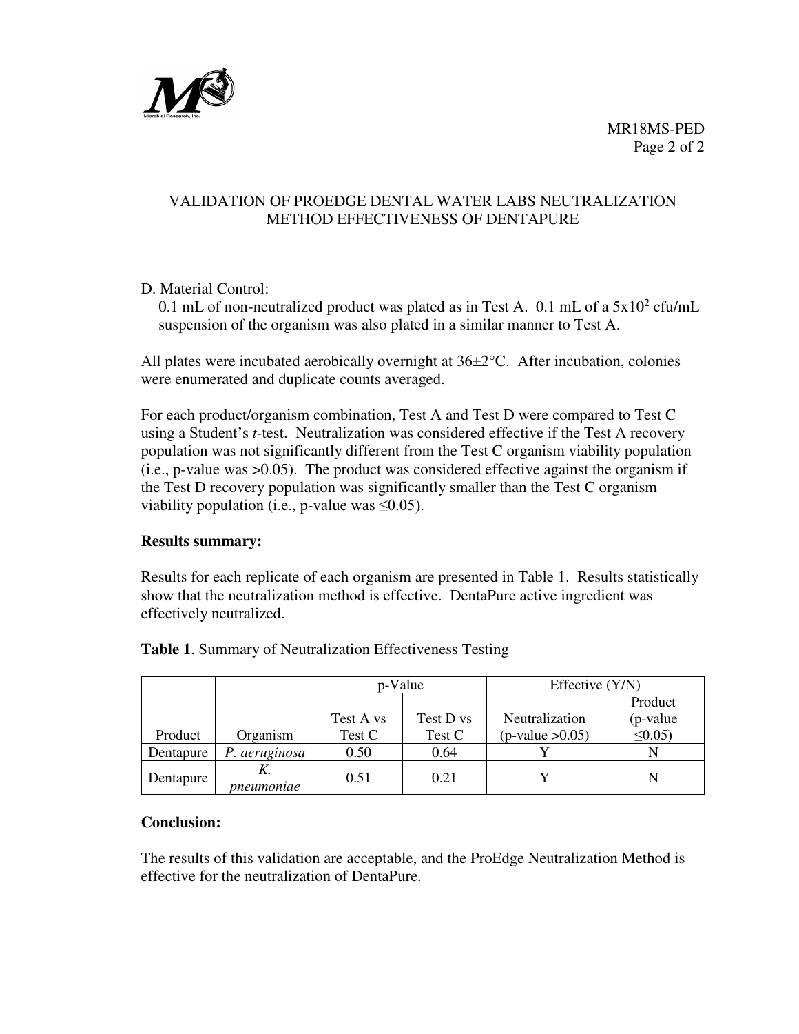VALIDATION OF PROEDGE DENTAL WATER LABS NEUTRALIZATION METHOD EFFECTIVENESS OF DENTAPURE

D. Material Control:
0.1 mL of non-neutralized product was plated as in Test A. 0.1 mL of a $5x10^2$ cfu/mL suspension of the organism was also plated in a similar manner to Test A.

All plates were incubated aerobically overnight at 36±2°C. After incubation, colonies were enumerated and duplicate counts averaged.

For each product/organism combination, Test A and Test D were compared to Test C using a Student's *t*-test. Neutralization was considered effective if the Test A recovery population was not significantly different from the Test C organism viability population (i.e., p-value was >0.05). The product was considered effective against the organism if the Test D recovery population was significantly smaller than the Test C organism viability population (i.e., p-value was ≤0.05).

**Results summary:**

Results for each replicate of each organism are presented in Table 1. Results statistically show that the neutralization method is effective. DentaPure active ingredient was effectively neutralized.

**Table 1**. Summary of Neutralization Effectiveness Testing

| | | p-Value | | Effective (Y/N) | |
|---|---|---|---|---|---|
| Product | Organism | Test A vs Test C | Test D vs Test C | Neutralization (p-value >0.05) | Product (p-value ≤0.05) |
| Dentapure | *P. aeruginosa* | 0.50 | 0.64 | Y | N |
| Dentapure | *K. pneumoniae* | 0.51 | 0.21 | Y | N |

**Conclusion:**

The results of this validation are acceptable, and the ProEdge Neutralization Method is effective for the neutralization of DentaPure.